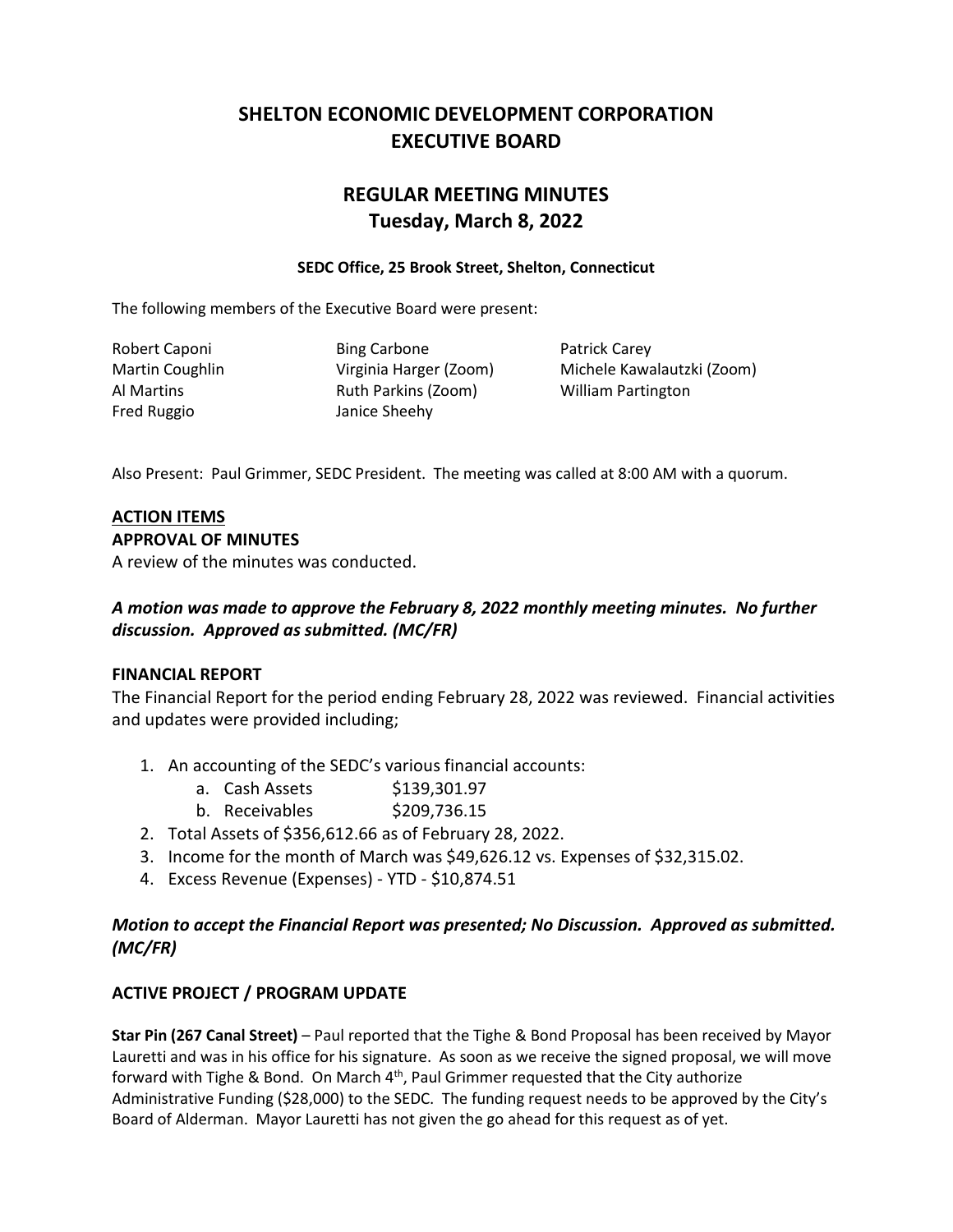# SHELTON ECONOMIC DEVELOPMENT CORPORATION EXECUTIVE BOARD

## REGULAR MEETING MINUTES
## Tuesday, March 8, 2022

**SEDC Office, 25 Brook Street, Shelton, Connecticut**

The following members of the Executive Board were present:

Robert Caponi
Bing Carbone
Patrick Carey
Martin Coughlin
Virginia Harger (Zoom)
Michele Kawalautzki (Zoom)
Al Martins
Ruth Parkins (Zoom)
William Partington
Fred Ruggio
Janice Sheehy

Also Present: Paul Grimmer, SEDC President. The meeting was called at 8:00 AM with a quorum.

**ACTION ITEMS**

**APPROVAL OF MINUTES**

A review of the minutes was conducted.

***A motion was made to approve the February 8, 2022 monthly meeting minutes. No further discussion. Approved as submitted. (MC/FR)***

**FINANCIAL REPORT**

The Financial Report for the period ending February 28, 2022 was reviewed. Financial activities and updates were provided including;

1. An accounting of the SEDC's various financial accounts:
   a. Cash Assets $139,301.97
   b. Receivables $209,736.15
2. Total Assets of $356,612.66 as of February 28, 2022.
3. Income for the month of March was $49,626.12 vs. Expenses of $32,315.02.
4. Excess Revenue (Expenses) - YTD - $10,874.51

***Motion to accept the Financial Report was presented; No Discussion. Approved as submitted. (MC/FR)***

**ACTIVE PROJECT / PROGRAM UPDATE**

**Star Pin (267 Canal Street)** – Paul reported that the Tighe & Bond Proposal has been received by Mayor Lauretti and was in his office for his signature. As soon as we receive the signed proposal, we will move forward with Tighe & Bond. On March 4th, Paul Grimmer requested that the City authorize Administrative Funding ($28,000) to the SEDC. The funding request needs to be approved by the City's Board of Alderman. Mayor Lauretti has not given the go ahead for this request as of yet.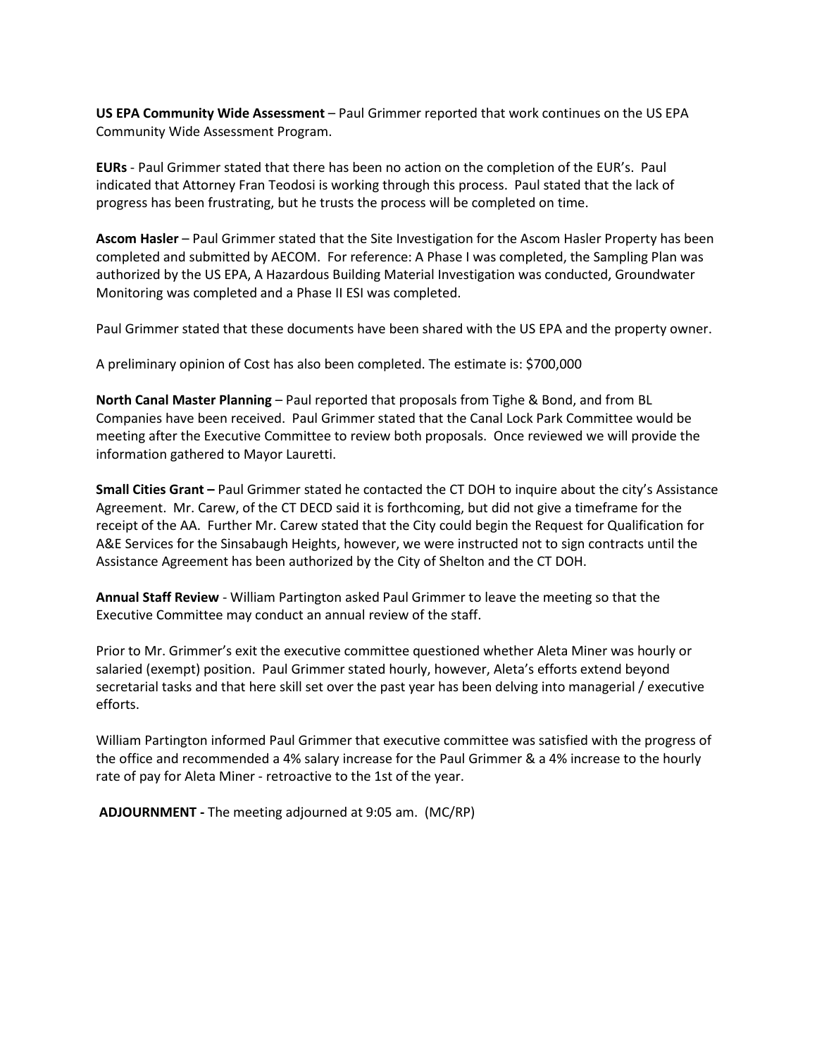**US EPA Community Wide Assessment** – Paul Grimmer reported that work continues on the US EPA Community Wide Assessment Program.

**EURs** - Paul Grimmer stated that there has been no action on the completion of the EUR's. Paul indicated that Attorney Fran Teodosi is working through this process. Paul stated that the lack of progress has been frustrating, but he trusts the process will be completed on time.

**Ascom Hasler** – Paul Grimmer stated that the Site Investigation for the Ascom Hasler Property has been completed and submitted by AECOM. For reference: A Phase I was completed, the Sampling Plan was authorized by the US EPA, A Hazardous Building Material Investigation was conducted, Groundwater Monitoring was completed and a Phase II ESI was completed.

Paul Grimmer stated that these documents have been shared with the US EPA and the property owner.

A preliminary opinion of Cost has also been completed. The estimate is: $700,000

**North Canal Master Planning** – Paul reported that proposals from Tighe & Bond, and from BL Companies have been received. Paul Grimmer stated that the Canal Lock Park Committee would be meeting after the Executive Committee to review both proposals. Once reviewed we will provide the information gathered to Mayor Lauretti.

**Small Cities Grant –** Paul Grimmer stated he contacted the CT DOH to inquire about the city's Assistance Agreement. Mr. Carew, of the CT DECD said it is forthcoming, but did not give a timeframe for the receipt of the AA. Further Mr. Carew stated that the City could begin the Request for Qualification for A&E Services for the Sinsabaugh Heights, however, we were instructed not to sign contracts until the Assistance Agreement has been authorized by the City of Shelton and the CT DOH.

**Annual Staff Review** - William Partington asked Paul Grimmer to leave the meeting so that the Executive Committee may conduct an annual review of the staff.

Prior to Mr. Grimmer's exit the executive committee questioned whether Aleta Miner was hourly or salaried (exempt) position. Paul Grimmer stated hourly, however, Aleta's efforts extend beyond secretarial tasks and that here skill set over the past year has been delving into managerial / executive efforts.

William Partington informed Paul Grimmer that executive committee was satisfied with the progress of the office and recommended a 4% salary increase for the Paul Grimmer & a 4% increase to the hourly rate of pay for Aleta Miner - retroactive to the 1st of the year.

**ADJOURNMENT -** The meeting adjourned at 9:05 am. (MC/RP)